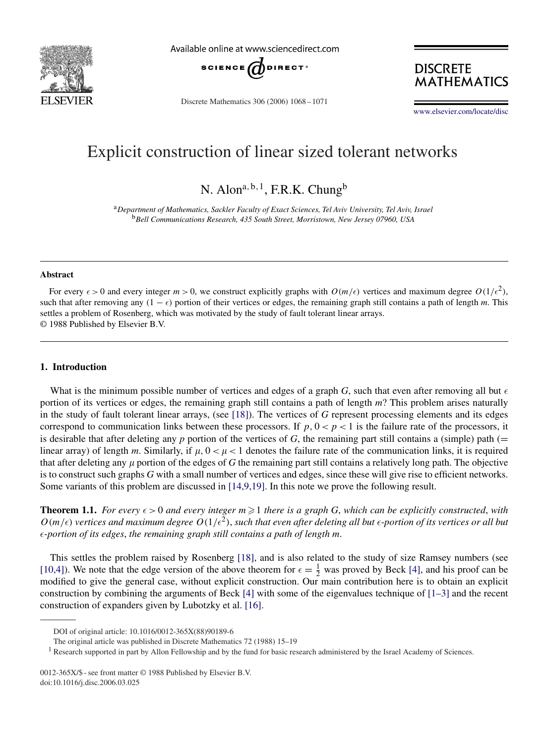# Explicit construction of linear sized tolerant networks

N. Alon[a,b,1], F.R.K. Chung[b]

[a] *Department of Mathematics, Sackler Faculty of Exact Sciences, Tel Aviv University, Tel Aviv, Israel*
[b] *Bell Communications Research, 435 South Street, Morristown, New Jersey 07960, USA*

---

**Abstract**

For every $\epsilon > 0$ and every integer $m > 0$, we construct explicitly graphs with $O(m/\epsilon)$ vertices and maximum degree $O(1/\epsilon^2)$, such that after removing any $(1 - \epsilon)$ portion of their vertices or edges, the remaining graph still contains a path of length $m$. This settles a problem of Rosenberg, which was motivated by the study of fault tolerant linear arrays.
© 1988 Published by Elsevier B.V.

---

## 1. Introduction

What is the minimum possible number of vertices and edges of a graph $G$, such that even after removing all but $\epsilon$ portion of its vertices or edges, the remaining graph still contains a path of length $m$? This problem arises naturally in the study of fault tolerant linear arrays, (see [18]). The vertices of $G$ represent processing elements and its edges correspond to communication links between these processors. If $p, 0 < p < 1$ is the failure rate of the processors, it is desirable that after deleting any $p$ portion of the vertices of $G$, the remaining part still contains a (simple) path (= linear array) of length $m$. Similarly, if $\mu, 0 < \mu < 1$ denotes the failure rate of the communication links, it is required that after deleting any $\mu$ portion of the edges of $G$ the remaining part still contains a relatively long path. The objective is to construct such graphs $G$ with a small number of vertices and edges, since these will give rise to efficient networks. Some variants of this problem are discussed in [14,9,19]. In this note we prove the following result.

**Theorem 1.1.** *For every $\epsilon > 0$ and every integer $m \geqslant 1$ there is a graph $G$, which can be explicitly constructed, with $O(m/\epsilon)$ vertices and maximum degree $O(1/\epsilon^2)$, such that even after deleting all but $\epsilon$-portion of its vertices or all but $\epsilon$-portion of its edges, the remaining graph still contains a path of length $m$.*

This settles the problem raised by Rosenberg [18], and is also related to the study of size Ramsey numbers (see [10,4]). We note that the edge version of the above theorem for $\epsilon = \frac{1}{2}$ was proved by Beck [4], and his proof can be modified to give the general case, without explicit construction. Our main contribution here is to obtain an explicit construction by combining the arguments of Beck [4] with some of the eigenvalues technique of [1–3] and the recent construction of expanders given by Lubotzky et al. [16].

---

DOI of original article: 10.1016/0012-365X(88)90189-6

The original article was published in Discrete Mathematics 72 (1988) 15–19

[1] Research supported in part by Allon Fellowship and by the fund for basic research administered by the Israel Academy of Sciences.

0012-365X/$ - see front matter © 1988 Published by Elsevier B.V.
doi:10.1016/j.disc.2006.03.025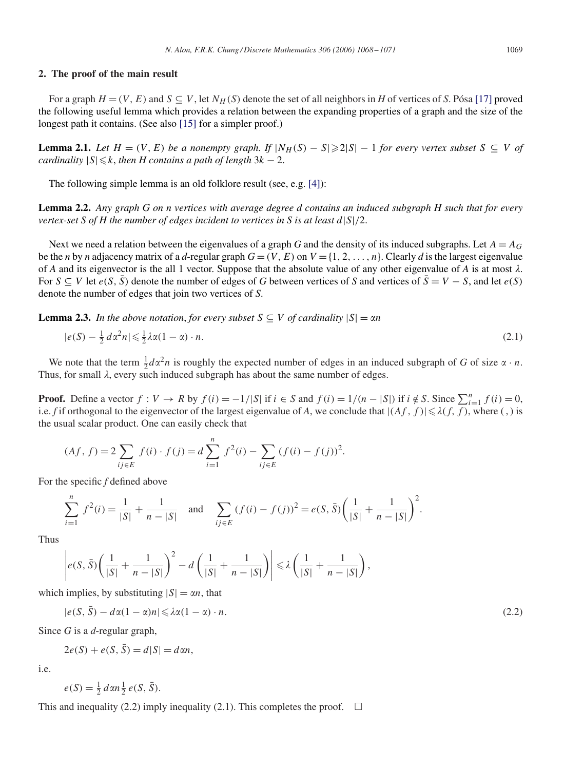## 2. The proof of the main result

For a graph $H = (V, E)$ and $S \subseteq V$, let $N_H(S)$ denote the set of all neighbors in $H$ of vertices of $S$. Pósa [17] proved the following useful lemma which provides a relation between the expanding properties of a graph and the size of the longest path it contains. (See also [15] for a simpler proof.)

**Lemma 2.1.** *Let $H = (V, E)$ be a nonempty graph. If $|N_H(S) - S| \geqslant 2|S| - 1$ for every vertex subset $S \subseteq V$ of cardinality $|S| \leqslant k$, then $H$ contains a path of length $3k - 2$.*

The following simple lemma is an old folklore result (see, e.g. [4]):

**Lemma 2.2.** *Any graph $G$ on $n$ vertices with average degree $d$ contains an induced subgraph $H$ such that for every vertex-set $S$ of $H$ the number of edges incident to vertices in $S$ is at least $d|S|/2$.*

Next we need a relation between the eigenvalues of a graph $G$ and the density of its induced subgraphs. Let $A = A_G$ be the $n$ by $n$ adjacency matrix of a $d$-regular graph $G = (V, E)$ on $V = \{1, 2, \ldots, n\}$. Clearly $d$ is the largest eigenvalue of $A$ and its eigenvector is the all 1 vector. Suppose that the absolute value of any other eigenvalue of $A$ is at most $\lambda$. For $S \subseteq V$ let $e(S, \bar{S})$ denote the number of edges of $G$ between vertices of $S$ and vertices of $\bar{S} = V - S$, and let $e(S)$ denote the number of edges that join two vertices of $S$.

**Lemma 2.3.** *In the above notation, for every subset $S \subseteq V$ of cardinality $|S| = \alpha n$*

$$|e(S) - \tfrac{1}{2} d\alpha^2 n| \leqslant \tfrac{1}{2}\lambda\alpha(1 - \alpha) \cdot n. \tag{2.1}$$

We note that the term $\frac{1}{2}d\alpha^2 n$ is roughly the expected number of edges in an induced subgraph of $G$ of size $\alpha \cdot n$. Thus, for small $\lambda$, every such induced subgraph has about the same number of edges.

**Proof.** Define a vector $f : V \to R$ by $f(i) = -1/|S|$ if $i \in S$ and $f(i) = 1/(n - |S|)$ if $i \notin S$. Since $\sum_{i=1}^{n} f(i) = 0$, i.e. $f$ if orthogonal to the eigenvector of the largest eigenvalue of $A$, we conclude that $|(Af, f)| \leqslant \lambda(f, f)$, where $(\,,\,)$ is the usual scalar product. One can easily check that

$$(Af, f) = 2\sum_{ij \in E} f(i) \cdot f(j) = d\sum_{i=1}^{n} f^2(i) - \sum_{ij \in E} (f(i) - f(j))^2.$$

For the specific $f$ defined above

$$\sum_{i=1}^{n} f^2(i) = \frac{1}{|S|} + \frac{1}{n - |S|} \quad \text{and} \quad \sum_{ij \in E} (f(i) - f(j))^2 = e(S, \bar{S})\left(\frac{1}{|S|} + \frac{1}{n - |S|}\right)^2.$$

Thus

$$\left| e(S, \bar{S})\left(\frac{1}{|S|} + \frac{1}{n - |S|}\right)^2 - d\left(\frac{1}{|S|} + \frac{1}{n - |S|}\right) \right| \leqslant \lambda\left(\frac{1}{|S|} + \frac{1}{n - |S|}\right),$$

which implies, by substituting $|S| = \alpha n$, that

$$|e(S, \bar{S}) - d\alpha(1 - \alpha)n| \leqslant \lambda\alpha(1 - \alpha) \cdot n. \tag{2.2}$$

Since $G$ is a $d$-regular graph,

$$2e(S) + e(S, \bar{S}) = d|S| = d\alpha n,$$

i.e.

$$e(S) = \tfrac{1}{2} d\alpha n \tfrac{1}{2} e(S, \bar{S}).$$

This and inequality (2.2) imply inequality (2.1). This completes the proof. $\square$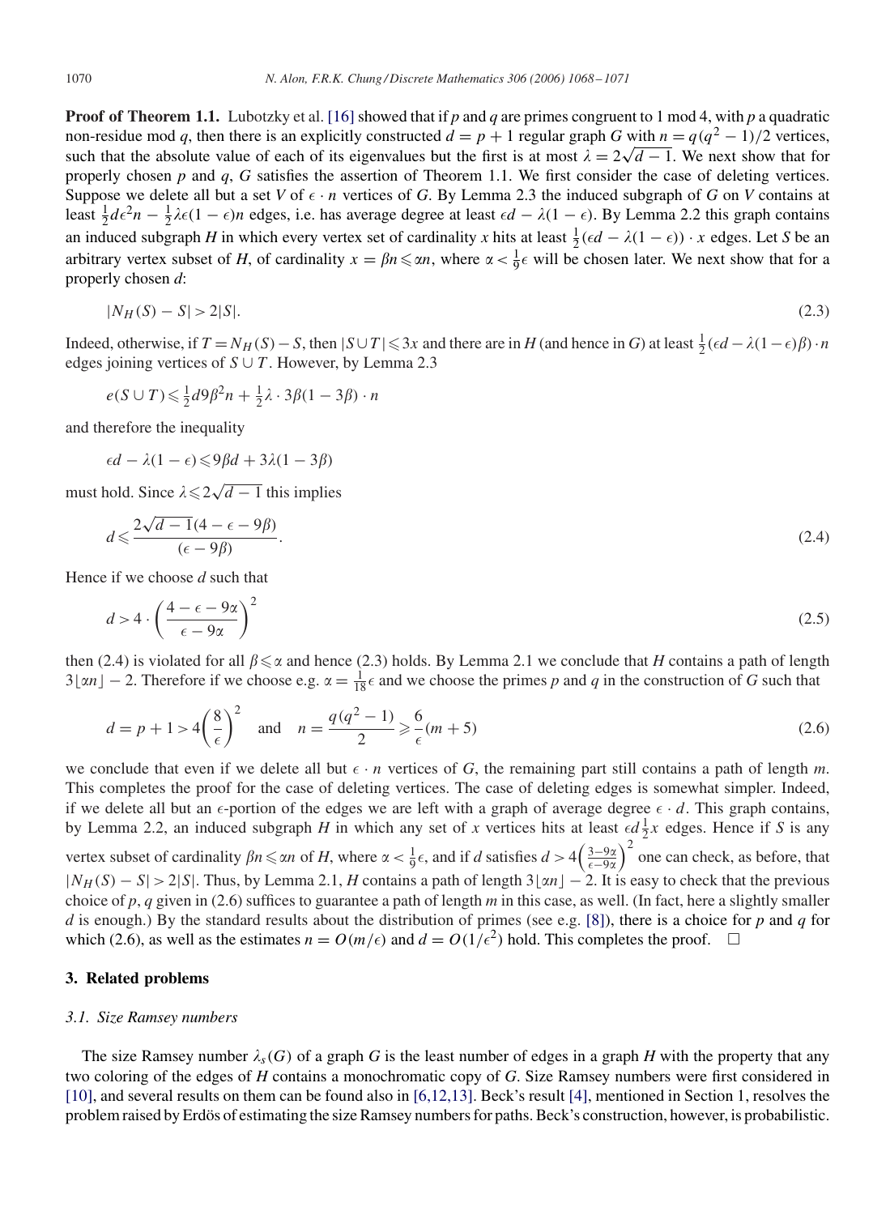**Proof of Theorem 1.1.** Lubotzky et al. [16] showed that if $p$ and $q$ are primes congruent to 1 mod 4, with $p$ a quadratic non-residue mod $q$, then there is an explicitly constructed $d = p + 1$ regular graph $G$ with $n = q(q^2 - 1)/2$ vertices, such that the absolute value of each of its eigenvalues but the first is at most $\lambda = 2\sqrt{d-1}$. We next show that for properly chosen $p$ and $q$, $G$ satisfies the assertion of Theorem 1.1. We first consider the case of deleting vertices. Suppose we delete all but a set $V$ of $\epsilon \cdot n$ vertices of $G$. By Lemma 2.3 the induced subgraph of $G$ on $V$ contains at least $\frac{1}{2}d\epsilon^2 n - \frac{1}{2}\lambda\epsilon(1-\epsilon)n$ edges, i.e. has average degree at least $\epsilon d - \lambda(1-\epsilon)$. By Lemma 2.2 this graph contains an induced subgraph $H$ in which every vertex set of cardinality $x$ hits at least $\frac{1}{2}(\epsilon d - \lambda(1-\epsilon)) \cdot x$ edges. Let $S$ be an arbitrary vertex subset of $H$, of cardinality $x = \beta n \leqslant \alpha n$, where $\alpha < \frac{1}{9}\epsilon$ will be chosen later. We next show that for a properly chosen $d$:

$$|N_H(S) - S| > 2|S|. \tag{2.3}$$

Indeed, otherwise, if $T = N_H(S) - S$, then $|S \cup T| \leqslant 3x$ and there are in $H$ (and hence in $G$) at least $\frac{1}{2}(\epsilon d - \lambda(1-\epsilon)\beta) \cdot n$ edges joining vertices of $S \cup T$. However, by Lemma 2.3

$$e(S \cup T) \leqslant \tfrac{1}{2}d9\beta^2 n + \tfrac{1}{2}\lambda \cdot 3\beta(1 - 3\beta) \cdot n$$

and therefore the inequality

$$\epsilon d - \lambda(1-\epsilon) \leqslant 9\beta d + 3\lambda(1 - 3\beta)$$

must hold. Since $\lambda \leqslant 2\sqrt{d-1}$ this implies

$$d \leqslant \frac{2\sqrt{d-1}(4 - \epsilon - 9\beta)}{(\epsilon - 9\beta)}. \tag{2.4}$$

Hence if we choose $d$ such that

$$d > 4 \cdot \left(\frac{4 - \epsilon - 9\alpha}{\epsilon - 9\alpha}\right)^2 \tag{2.5}$$

then (2.4) is violated for all $\beta \leqslant \alpha$ and hence (2.3) holds. By Lemma 2.1 we conclude that $H$ contains a path of length $3\lfloor \alpha n \rfloor - 2$. Therefore if we choose e.g. $\alpha = \frac{1}{18}\epsilon$ and we choose the primes $p$ and $q$ in the construction of $G$ such that

$$d = p + 1 > 4\left(\frac{8}{\epsilon}\right)^2 \quad \text{and} \quad n = \frac{q(q^2-1)}{2} \geqslant \frac{6}{\epsilon}(m + 5) \tag{2.6}$$

we conclude that even if we delete all but $\epsilon \cdot n$ vertices of $G$, the remaining part still contains a path of length $m$. This completes the proof for the case of deleting vertices. The case of deleting edges is somewhat simpler. Indeed, if we delete all but an $\epsilon$-portion of the edges we are left with a graph of average degree $\epsilon \cdot d$. This graph contains, by Lemma 2.2, an induced subgraph $H$ in which any set of $x$ vertices hits at least $\epsilon d \frac{1}{2} x$ edges. Hence if $S$ is any vertex subset of cardinality $\beta n \leqslant \alpha n$ of $H$, where $\alpha < \frac{1}{9}\epsilon$, and if $d$ satisfies $d > 4\left(\frac{3-9\alpha}{\epsilon - 9\alpha}\right)^2$ one can check, as before, that $|N_H(S) - S| > 2|S|$. Thus, by Lemma 2.1, $H$ contains a path of length $3\lfloor \alpha n \rfloor - 2$. It is easy to check that the previous choice of $p$, $q$ given in (2.6) suffices to guarantee a path of length $m$ in this case, as well. (In fact, here a slightly smaller $d$ is enough.) By the standard results about the distribution of primes (see e.g. [8]), there is a choice for $p$ and $q$ for which (2.6), as well as the estimates $n = O(m/\epsilon)$ and $d = O(1/\epsilon^2)$ hold. This completes the proof. $\square$

## 3. Related problems

### 3.1. Size Ramsey numbers

The size Ramsey number $\lambda_s(G)$ of a graph $G$ is the least number of edges in a graph $H$ with the property that any two coloring of the edges of $H$ contains a monochromatic copy of $G$. Size Ramsey numbers were first considered in [10], and several results on them can be found also in [6,12,13]. Beck's result [4], mentioned in Section 1, resolves the problem raised by Erdös of estimating the size Ramsey numbers for paths. Beck's construction, however, is probabilistic.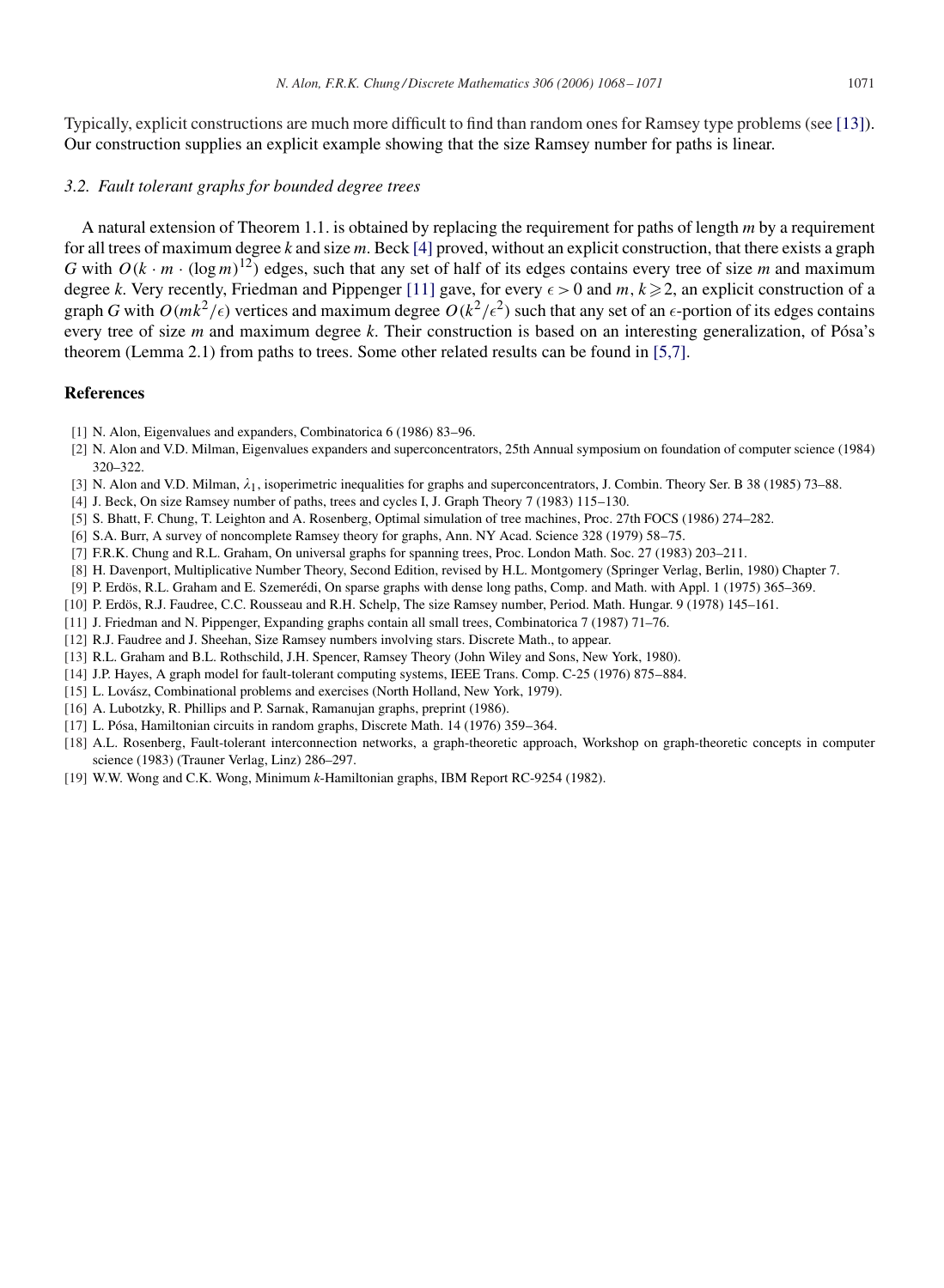Typically, explicit constructions are much more difficult to find than random ones for Ramsey type problems (see [13]). Our construction supplies an explicit example showing that the size Ramsey number for paths is linear.

### 3.2. Fault tolerant graphs for bounded degree trees

A natural extension of Theorem 1.1. is obtained by replacing the requirement for paths of length $m$ by a requirement for all trees of maximum degree $k$ and size $m$. Beck [4] proved, without an explicit construction, that there exists a graph $G$ with $O(k \cdot m \cdot (\log m)^{12})$ edges, such that any set of half of its edges contains every tree of size $m$ and maximum degree $k$. Very recently, Friedman and Pippenger [11] gave, for every $\epsilon > 0$ and $m, k \geqslant 2$, an explicit construction of a graph $G$ with $O(mk^2/\epsilon)$ vertices and maximum degree $O(k^2/\epsilon^2)$ such that any set of an $\epsilon$-portion of its edges contains every tree of size $m$ and maximum degree $k$. Their construction is based on an interesting generalization, of Pósa's theorem (Lemma 2.1) from paths to trees. Some other related results can be found in [5,7].

## References

[1] N. Alon, Eigenvalues and expanders, Combinatorica 6 (1986) 83–96.

[2] N. Alon and V.D. Milman, Eigenvalues expanders and superconcentrators, 25th Annual symposium on foundation of computer science (1984) 320–322.

[3] N. Alon and V.D. Milman, $\lambda_1$, isoperimetric inequalities for graphs and superconcentrators, J. Combin. Theory Ser. B 38 (1985) 73–88.

[4] J. Beck, On size Ramsey number of paths, trees and cycles I, J. Graph Theory 7 (1983) 115–130.

[5] S. Bhatt, F. Chung, T. Leighton and A. Rosenberg, Optimal simulation of tree machines, Proc. 27th FOCS (1986) 274–282.

[6] S.A. Burr, A survey of noncomplete Ramsey theory for graphs, Ann. NY Acad. Science 328 (1979) 58–75.

[7] F.R.K. Chung and R.L. Graham, On universal graphs for spanning trees, Proc. London Math. Soc. 27 (1983) 203–211.

[8] H. Davenport, Multiplicative Number Theory, Second Edition, revised by H.L. Montgomery (Springer Verlag, Berlin, 1980) Chapter 7.

[9] P. Erdös, R.L. Graham and E. Szemerédi, On sparse graphs with dense long paths, Comp. and Math. with Appl. 1 (1975) 365–369.

[10] P. Erdös, R.J. Faudree, C.C. Rousseau and R.H. Schelp, The size Ramsey number, Period. Math. Hungar. 9 (1978) 145–161.

[11] J. Friedman and N. Pippenger, Expanding graphs contain all small trees, Combinatorica 7 (1987) 71–76.

[12] R.J. Faudree and J. Sheehan, Size Ramsey numbers involving stars. Discrete Math., to appear.

[13] R.L. Graham and B.L. Rothschild, J.H. Spencer, Ramsey Theory (John Wiley and Sons, New York, 1980).

[14] J.P. Hayes, A graph model for fault-tolerant computing systems, IEEE Trans. Comp. C-25 (1976) 875–884.

[15] L. Lovász, Combinational problems and exercises (North Holland, New York, 1979).

[16] A. Lubotzky, R. Phillips and P. Sarnak, Ramanujan graphs, preprint (1986).

[17] L. Pósa, Hamiltonian circuits in random graphs, Discrete Math. 14 (1976) 359–364.

[18] A.L. Rosenberg, Fault-tolerant interconnection networks, a graph-theoretic approach, Workshop on graph-theoretic concepts in computer science (1983) (Trauner Verlag, Linz) 286–297.

[19] W.W. Wong and C.K. Wong, Minimum $k$-Hamiltonian graphs, IBM Report RC-9254 (1982).